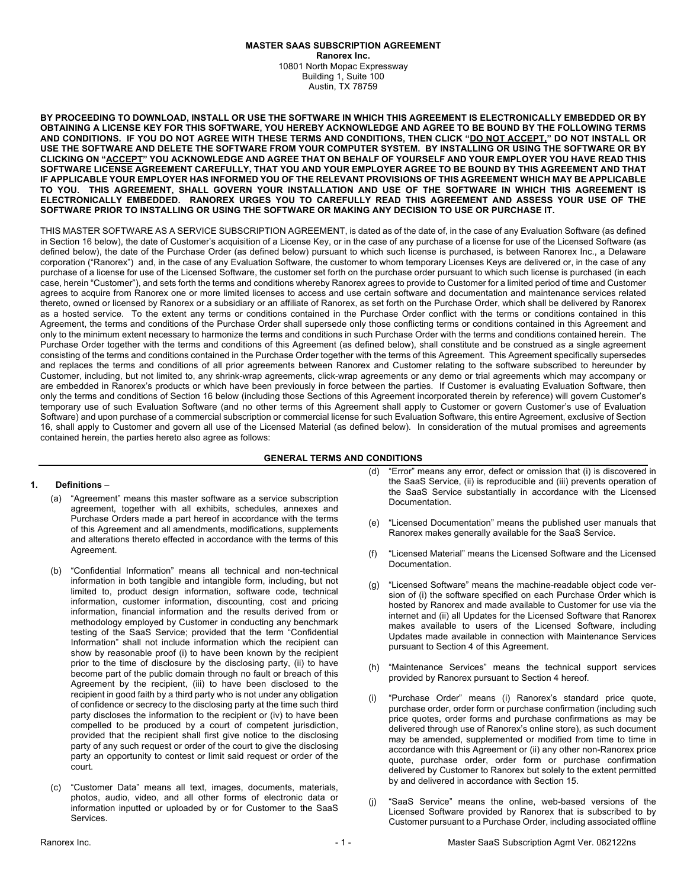**MASTER SAAS SUBSCRIPTION AGREEMENT**
**Ranorex Inc.**
10801 North Mopac Expressway
Building 1, Suite 100
Austin, TX 78759

**BY PROCEEDING TO DOWNLOAD, INSTALL OR USE THE SOFTWARE IN WHICH THIS AGREEMENT IS ELECTRONICALLY EMBEDDED OR BY OBTAINING A LICENSE KEY FOR THIS SOFTWARE, YOU HEREBY ACKNOWLEDGE AND AGREE TO BE BOUND BY THE FOLLOWING TERMS AND CONDITIONS. IF YOU DO NOT AGREE WITH THESE TERMS AND CONDITIONS, THEN CLICK "DO NOT ACCEPT." DO NOT INSTALL OR USE THE SOFTWARE AND DELETE THE SOFTWARE FROM YOUR COMPUTER SYSTEM. BY INSTALLING OR USING THE SOFTWARE OR BY CLICKING ON "ACCEPT" YOU ACKNOWLEDGE AND AGREE THAT ON BEHALF OF YOURSELF AND YOUR EMPLOYER YOU HAVE READ THIS SOFTWARE LICENSE AGREEMENT CAREFULLY, THAT YOU AND YOUR EMPLOYER AGREE TO BE BOUND BY THIS AGREEMENT AND THAT IF APPLICABLE YOUR EMPLOYER HAS INFORMED YOU OF THE RELEVANT PROVISIONS OF THIS AGREEMENT WHICH MAY BE APPLICABLE TO YOU. THIS AGREEMENT, SHALL GOVERN YOUR INSTALLATION AND USE OF THE SOFTWARE IN WHICH THIS AGREEMENT IS ELECTRONICALLY EMBEDDED. RANOREX URGES YOU TO CAREFULLY READ THIS AGREEMENT AND ASSESS YOUR USE OF THE SOFTWARE PRIOR TO INSTALLING OR USING THE SOFTWARE OR MAKING ANY DECISION TO USE OR PURCHASE IT.**

THIS MASTER SOFTWARE AS A SERVICE SUBSCRIPTION AGREEMENT, is dated as of the date of, in the case of any Evaluation Software (as defined in Section 16 below), the date of Customer's acquisition of a License Key, or in the case of any purchase of a license for use of the Licensed Software (as defined below), the date of the Purchase Order (as defined below) pursuant to which such license is purchased, is between Ranorex Inc., a Delaware corporation ("Ranorex") and, in the case of any Evaluation Software, the customer to whom temporary Licenses Keys are delivered or, in the case of any purchase of a license for use of the Licensed Software, the customer set forth on the purchase order pursuant to which such license is purchased (in each case, herein "Customer"), and sets forth the terms and conditions whereby Ranorex agrees to provide to Customer for a limited period of time and Customer agrees to acquire from Ranorex one or more limited licenses to access and use certain software and documentation and maintenance services related thereto, owned or licensed by Ranorex or a subsidiary or an affiliate of Ranorex, as set forth on the Purchase Order, which shall be delivered by Ranorex as a hosted service. To the extent any terms or conditions contained in the Purchase Order conflict with the terms or conditions contained in this Agreement, the terms and conditions of the Purchase Order shall supersede only those conflicting terms or conditions contained in this Agreement and only to the minimum extent necessary to harmonize the terms and conditions in such Purchase Order with the terms and conditions contained herein. The Purchase Order together with the terms and conditions of this Agreement (as defined below), shall constitute and be construed as a single agreement consisting of the terms and conditions contained in the Purchase Order together with the terms of this Agreement. This Agreement specifically supersedes and replaces the terms and conditions of all prior agreements between Ranorex and Customer relating to the software subscribed to hereunder by Customer, including, but not limited to, any shrink-wrap agreements, click-wrap agreements or any demo or trial agreements which may accompany or are embedded in Ranorex's products or which have been previously in force between the parties. If Customer is evaluating Evaluation Software, then only the terms and conditions of Section 16 below (including those Sections of this Agreement incorporated therein by reference) will govern Customer's temporary use of such Evaluation Software (and no other terms of this Agreement shall apply to Customer or govern Customer's use of Evaluation Software) and upon purchase of a commercial subscription or commercial license for such Evaluation Software, this entire Agreement, exclusive of Section 16, shall apply to Customer and govern all use of the Licensed Material (as defined below). In consideration of the mutual promises and agreements contained herein, the parties hereto also agree as follows:

## GENERAL TERMS AND CONDITIONS

### 1. Definitions –

(a) "Agreement" means this master software as a service subscription agreement, together with all exhibits, schedules, annexes and Purchase Orders made a part hereof in accordance with the terms of this Agreement and all amendments, modifications, supplements and alterations thereto effected in accordance with the terms of this Agreement.

(b) "Confidential Information" means all technical and non-technical information in both tangible and intangible form, including, but not limited to, product design information, software code, technical information, customer information, discounting, cost and pricing information, financial information and the results derived from or methodology employed by Customer in conducting any benchmark testing of the SaaS Service; provided that the term "Confidential Information" shall not include information which the recipient can show by reasonable proof (i) to have been known by the recipient prior to the time of disclosure by the disclosing party, (ii) to have become part of the public domain through no fault or breach of this Agreement by the recipient, (iii) to have been disclosed to the recipient in good faith by a third party who is not under any obligation of confidence or secrecy to the disclosing party at the time such third party discloses the information to the recipient or (iv) to have been compelled to be produced by a court of competent jurisdiction, provided that the recipient shall first give notice to the disclosing party of any such request or order of the court to give the disclosing party an opportunity to contest or limit said request or order of the court.

(c) "Customer Data" means all text, images, documents, materials, photos, audio, video, and all other forms of electronic data or information inputted or uploaded by or for Customer to the SaaS Services.

(d) "Error" means any error, defect or omission that (i) is discovered in the SaaS Service, (ii) is reproducible and (iii) prevents operation of the SaaS Service substantially in accordance with the Licensed Documentation.

(e) "Licensed Documentation" means the published user manuals that Ranorex makes generally available for the SaaS Service.

(f) "Licensed Material" means the Licensed Software and the Licensed Documentation.

(g) "Licensed Software" means the machine-readable object code version of (i) the software specified on each Purchase Order which is hosted by Ranorex and made available to Customer for use via the internet and (ii) all Updates for the Licensed Software that Ranorex makes available to users of the Licensed Software, including Updates made available in connection with Maintenance Services pursuant to Section 4 of this Agreement.

(h) "Maintenance Services" means the technical support services provided by Ranorex pursuant to Section 4 hereof.

(i) "Purchase Order" means (i) Ranorex's standard price quote, purchase order, order form or purchase confirmation (including such price quotes, order forms and purchase confirmations as may be delivered through use of Ranorex's online store), as such document may be amended, supplemented or modified from time to time in accordance with this Agreement or (ii) any other non-Ranorex price quote, purchase order, order form or purchase confirmation delivered by Customer to Ranorex but solely to the extent permitted by and delivered in accordance with Section 15.

(j) "SaaS Service" means the online, web-based versions of the Licensed Software provided by Ranorex that is subscribed to by Customer pursuant to a Purchase Order, including associated offline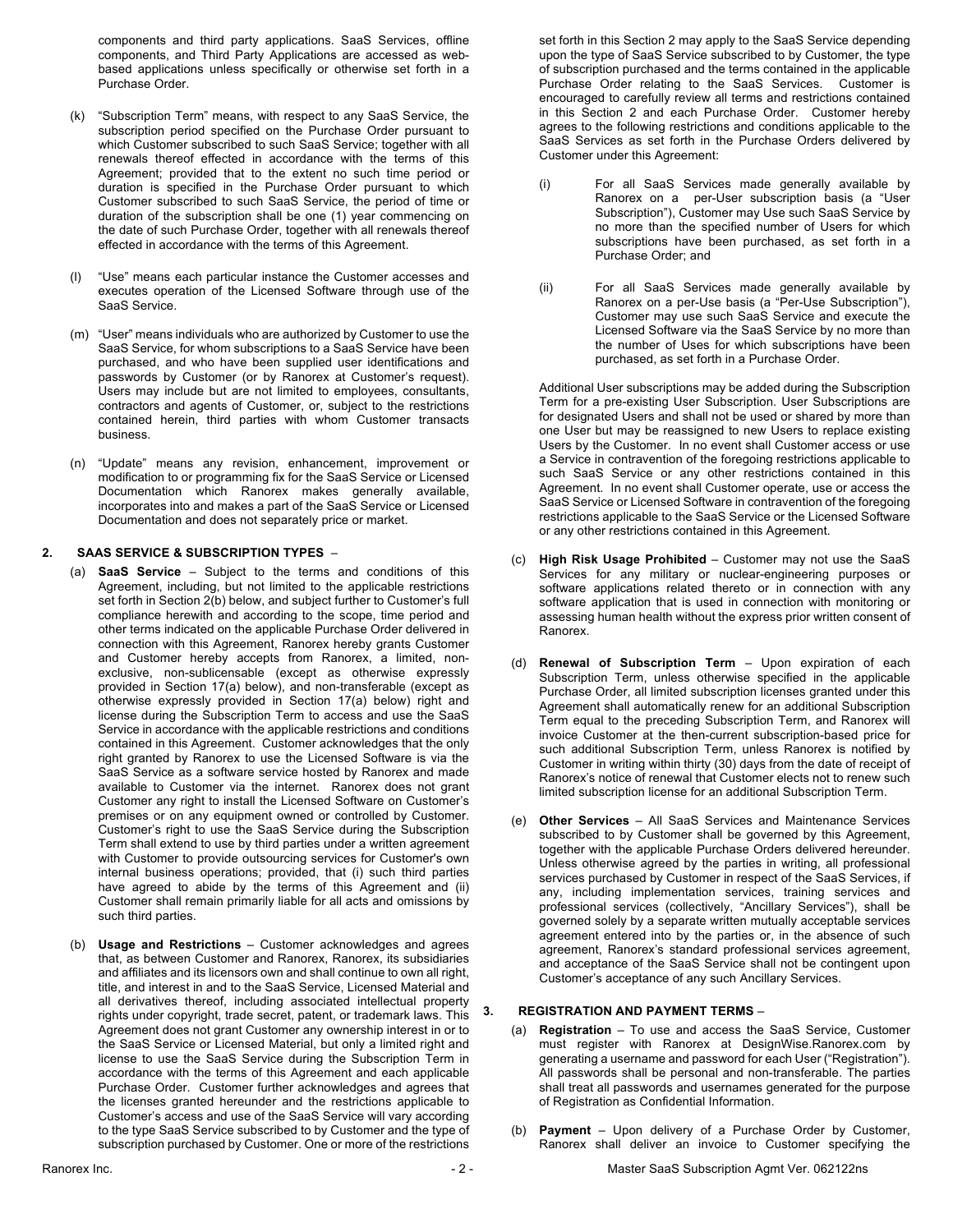components and third party applications. SaaS Services, offline components, and Third Party Applications are accessed as web-based applications unless specifically or otherwise set forth in a Purchase Order.

(k) "Subscription Term" means, with respect to any SaaS Service, the subscription period specified on the Purchase Order pursuant to which Customer subscribed to such SaaS Service; together with all renewals thereof effected in accordance with the terms of this Agreement; provided that to the extent no such time period or duration is specified in the Purchase Order pursuant to which Customer subscribed to such SaaS Service, the period of time or duration of the subscription shall be one (1) year commencing on the date of such Purchase Order, together with all renewals thereof effected in accordance with the terms of this Agreement.

(l) "Use" means each particular instance the Customer accesses and executes operation of the Licensed Software through use of the SaaS Service.

(m) "User" means individuals who are authorized by Customer to use the SaaS Service, for whom subscriptions to a SaaS Service have been purchased, and who have been supplied user identifications and passwords by Customer (or by Ranorex at Customer's request). Users may include but are not limited to employees, consultants, contractors and agents of Customer, or, subject to the restrictions contained herein, third parties with whom Customer transacts business.

(n) "Update" means any revision, enhancement, improvement or modification to or programming fix for the SaaS Service or Licensed Documentation which Ranorex makes generally available, incorporates into and makes a part of the SaaS Service or Licensed Documentation and does not separately price or market.

## 2. SAAS SERVICE & SUBSCRIPTION TYPES –

(a) **SaaS Service** – Subject to the terms and conditions of this Agreement, including, but not limited to the applicable restrictions set forth in Section 2(b) below, and subject further to Customer's full compliance herewith and according to the scope, time period and other terms indicated on the applicable Purchase Order delivered in connection with this Agreement, Ranorex hereby grants Customer and Customer hereby accepts from Ranorex, a limited, non-exclusive, non-sublicensable (except as otherwise expressly provided in Section 17(a) below), and non-transferable (except as otherwise expressly provided in Section 17(a) below) right and license during the Subscription Term to access and use the SaaS Service in accordance with the applicable restrictions and conditions contained in this Agreement. Customer acknowledges that the only right granted by Ranorex to use the Licensed Software is via the SaaS Service as a software service hosted by Ranorex and made available to Customer via the internet. Ranorex does not grant Customer any right to install the Licensed Software on Customer's premises or on any equipment owned or controlled by Customer. Customer's right to use the SaaS Service during the Subscription Term shall extend to use by third parties under a written agreement with Customer to provide outsourcing services for Customer's own internal business operations; provided, that (i) such third parties have agreed to abide by the terms of this Agreement and (ii) Customer shall remain primarily liable for all acts and omissions by such third parties.

(b) **Usage and Restrictions** – Customer acknowledges and agrees that, as between Customer and Ranorex, Ranorex, its subsidiaries and affiliates and its licensors own and shall continue to own all right, title, and interest in and to the SaaS Service, Licensed Material and all derivatives thereof, including associated intellectual property rights under copyright, trade secret, patent, or trademark laws. This Agreement does not grant Customer any ownership interest in or to the SaaS Service or Licensed Material, but only a limited right and license to use the SaaS Service during the Subscription Term in accordance with the terms of this Agreement and each applicable Purchase Order. Customer further acknowledges and agrees that the licenses granted hereunder and the restrictions applicable to Customer's access and use of the SaaS Service will vary according to the type SaaS Service subscribed to by Customer and the type of subscription purchased by Customer. One or more of the restrictions set forth in this Section 2 may apply to the SaaS Service depending upon the type of SaaS Service subscribed to by Customer, the type of subscription purchased and the terms contained in the applicable Purchase Order relating to the SaaS Services. Customer is encouraged to carefully review all terms and restrictions contained in this Section 2 and each Purchase Order. Customer hereby agrees to the following restrictions and conditions applicable to the SaaS Services as set forth in the Purchase Orders delivered by Customer under this Agreement:

(i) For all SaaS Services made generally available by Ranorex on a per-User subscription basis (a "User Subscription"), Customer may Use such SaaS Service by no more than the specified number of Users for which subscriptions have been purchased, as set forth in a Purchase Order; and

(ii) For all SaaS Services made generally available by Ranorex on a per-Use basis (a "Per-Use Subscription"), Customer may use such SaaS Service and execute the Licensed Software via the SaaS Service by no more than the number of Uses for which subscriptions have been purchased, as set forth in a Purchase Order.

Additional User subscriptions may be added during the Subscription Term for a pre-existing User Subscription. User Subscriptions are for designated Users and shall not be used or shared by more than one User but may be reassigned to new Users to replace existing Users by the Customer. In no event shall Customer access or use a Service in contravention of the foregoing restrictions applicable to such SaaS Service or any other restrictions contained in this Agreement. In no event shall Customer operate, use or access the SaaS Service or Licensed Software in contravention of the foregoing restrictions applicable to the SaaS Service or the Licensed Software or any other restrictions contained in this Agreement.

(c) **High Risk Usage Prohibited** – Customer may not use the SaaS Services for any military or nuclear-engineering purposes or software applications related thereto or in connection with any software application that is used in connection with monitoring or assessing human health without the express prior written consent of Ranorex.

(d) **Renewal of Subscription Term** – Upon expiration of each Subscription Term, unless otherwise specified in the applicable Purchase Order, all limited subscription licenses granted under this Agreement shall automatically renew for an additional Subscription Term equal to the preceding Subscription Term, and Ranorex will invoice Customer at the then-current subscription-based price for such additional Subscription Term, unless Ranorex is notified by Customer in writing within thirty (30) days from the date of receipt of Ranorex's notice of renewal that Customer elects not to renew such limited subscription license for an additional Subscription Term.

(e) **Other Services** – All SaaS Services and Maintenance Services subscribed to by Customer shall be governed by this Agreement, together with the applicable Purchase Orders delivered hereunder. Unless otherwise agreed by the parties in writing, all professional services purchased by Customer in respect of the SaaS Services, if any, including implementation services, training services and professional services (collectively, "Ancillary Services"), shall be governed solely by a separate written mutually acceptable services agreement entered into by the parties or, in the absence of such agreement, Ranorex's standard professional services agreement, and acceptance of the SaaS Service shall not be contingent upon Customer's acceptance of any such Ancillary Services.

## 3. REGISTRATION AND PAYMENT TERMS –

(a) **Registration** – To use and access the SaaS Service, Customer must register with Ranorex at DesignWise.Ranorex.com by generating a username and password for each User ("Registration"). All passwords shall be personal and non-transferable. The parties shall treat all passwords and usernames generated for the purpose of Registration as Confidential Information.

(b) **Payment** – Upon delivery of a Purchase Order by Customer, Ranorex shall deliver an invoice to Customer specifying the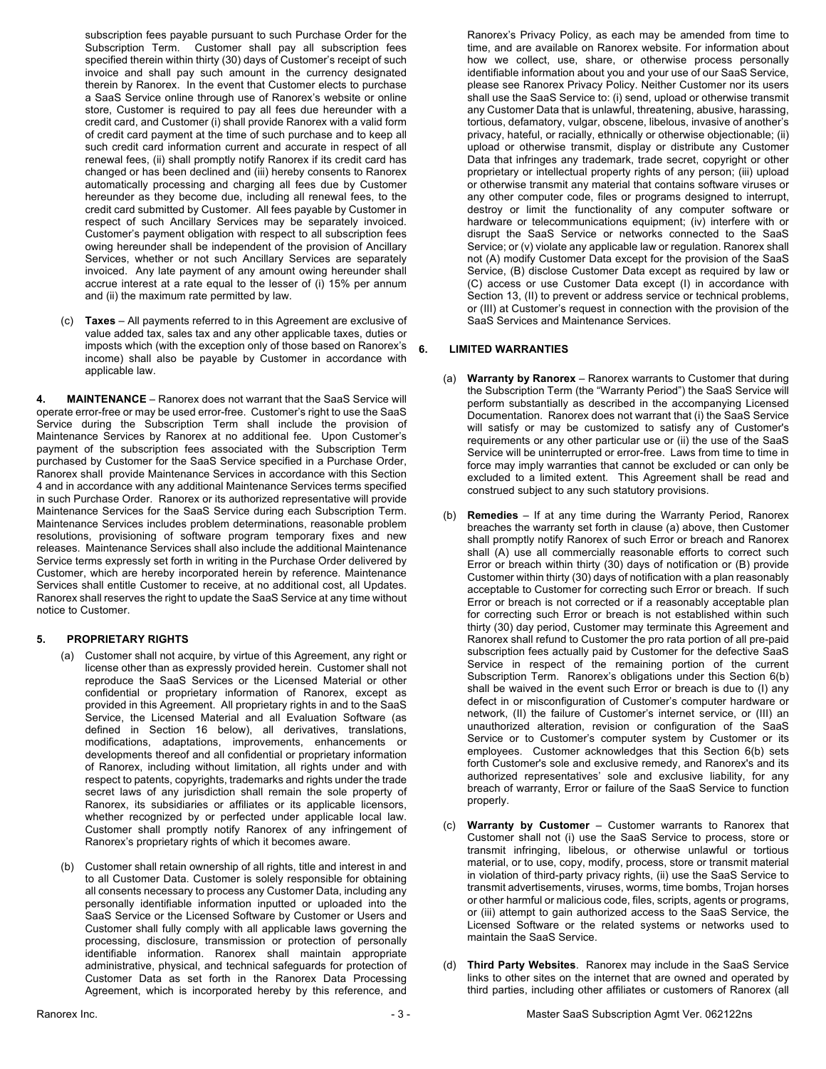subscription fees payable pursuant to such Purchase Order for the Subscription Term. Customer shall pay all subscription fees specified therein within thirty (30) days of Customer's receipt of such invoice and shall pay such amount in the currency designated therein by Ranorex. In the event that Customer elects to purchase a SaaS Service online through use of Ranorex's website or online store, Customer is required to pay all fees due hereunder with a credit card, and Customer (i) shall provide Ranorex with a valid form of credit card payment at the time of such purchase and to keep all such credit card information current and accurate in respect of all renewal fees, (ii) shall promptly notify Ranorex if its credit card has changed or has been declined and (iii) hereby consents to Ranorex automatically processing and charging all fees due by Customer hereunder as they become due, including all renewal fees, to the credit card submitted by Customer. All fees payable by Customer in respect of such Ancillary Services may be separately invoiced. Customer's payment obligation with respect to all subscription fees owing hereunder shall be independent of the provision of Ancillary Services, whether or not such Ancillary Services are separately invoiced. Any late payment of any amount owing hereunder shall accrue interest at a rate equal to the lesser of (i) 15% per annum and (ii) the maximum rate permitted by law.

(c) **Taxes** – All payments referred to in this Agreement are exclusive of value added tax, sales tax and any other applicable taxes, duties or imposts which (with the exception only of those based on Ranorex's income) shall also be payable by Customer in accordance with applicable law.

**4. MAINTENANCE** – Ranorex does not warrant that the SaaS Service will operate error-free or may be used error-free. Customer's right to use the SaaS Service during the Subscription Term shall include the provision of Maintenance Services by Ranorex at no additional fee. Upon Customer's payment of the subscription fees associated with the Subscription Term purchased by Customer for the SaaS Service specified in a Purchase Order, Ranorex shall provide Maintenance Services in accordance with this Section 4 and in accordance with any additional Maintenance Services terms specified in such Purchase Order. Ranorex or its authorized representative will provide Maintenance Services for the SaaS Service during each Subscription Term. Maintenance Services includes problem determinations, reasonable problem resolutions, provisioning of software program temporary fixes and new releases. Maintenance Services shall also include the additional Maintenance Service terms expressly set forth in writing in the Purchase Order delivered by Customer, which are hereby incorporated herein by reference. Maintenance Services shall entitle Customer to receive, at no additional cost, all Updates. Ranorex shall reserves the right to update the SaaS Service at any time without notice to Customer.

## 5. PROPRIETARY RIGHTS

(a) Customer shall not acquire, by virtue of this Agreement, any right or license other than as expressly provided herein. Customer shall not reproduce the SaaS Services or the Licensed Material or other confidential or proprietary information of Ranorex, except as provided in this Agreement. All proprietary rights in and to the SaaS Service, the Licensed Material and all Evaluation Software (as defined in Section 16 below), all derivatives, translations, modifications, adaptations, improvements, enhancements or developments thereof and all confidential or proprietary information of Ranorex, including without limitation, all rights under and with respect to patents, copyrights, trademarks and rights under the trade secret laws of any jurisdiction shall remain the sole property of Ranorex, its subsidiaries or affiliates or its applicable licensors, whether recognized by or perfected under applicable local law. Customer shall promptly notify Ranorex of any infringement of Ranorex's proprietary rights of which it becomes aware.

(b) Customer shall retain ownership of all rights, title and interest in and to all Customer Data. Customer is solely responsible for obtaining all consents necessary to process any Customer Data, including any personally identifiable information inputted or uploaded into the SaaS Service or the Licensed Software by Customer or Users and Customer shall fully comply with all applicable laws governing the processing, disclosure, transmission or protection of personally identifiable information. Ranorex shall maintain appropriate administrative, physical, and technical safeguards for protection of Customer Data as set forth in the Ranorex Data Processing Agreement, which is incorporated hereby by this reference, and Ranorex's Privacy Policy, as each may be amended from time to time, and are available on Ranorex website. For information about how we collect, use, share, or otherwise process personally identifiable information about you and your use of our SaaS Service, please see Ranorex Privacy Policy. Neither Customer nor its users shall use the SaaS Service to: (i) send, upload or otherwise transmit any Customer Data that is unlawful, threatening, abusive, harassing, tortious, defamatory, vulgar, obscene, libelous, invasive of another's privacy, hateful, or racially, ethnically or otherwise objectionable; (ii) upload or otherwise transmit, display or distribute any Customer Data that infringes any trademark, trade secret, copyright or other proprietary or intellectual property rights of any person; (iii) upload or otherwise transmit any material that contains software viruses or any other computer code, files or programs designed to interrupt, destroy or limit the functionality of any computer software or hardware or telecommunications equipment; (iv) interfere with or disrupt the SaaS Service or networks connected to the SaaS Service; or (v) violate any applicable law or regulation. Ranorex shall not (A) modify Customer Data except for the provision of the SaaS Service, (B) disclose Customer Data except as required by law or (C) access or use Customer Data except (I) in accordance with Section 13, (II) to prevent or address service or technical problems, or (III) at Customer's request in connection with the provision of the SaaS Services and Maintenance Services.

## 6. LIMITED WARRANTIES

(a) **Warranty by Ranorex** – Ranorex warrants to Customer that during the Subscription Term (the "Warranty Period") the SaaS Service will perform substantially as described in the accompanying Licensed Documentation. Ranorex does not warrant that (i) the SaaS Service will satisfy or may be customized to satisfy any of Customer's requirements or any other particular use or (ii) the use of the SaaS Service will be uninterrupted or error-free. Laws from time to time in force may imply warranties that cannot be excluded or can only be excluded to a limited extent. This Agreement shall be read and construed subject to any such statutory provisions.

(b) **Remedies** – If at any time during the Warranty Period, Ranorex breaches the warranty set forth in clause (a) above, then Customer shall promptly notify Ranorex of such Error or breach and Ranorex shall (A) use all commercially reasonable efforts to correct such Error or breach within thirty (30) days of notification or (B) provide Customer within thirty (30) days of notification with a plan reasonably acceptable to Customer for correcting such Error or breach. If such Error or breach is not corrected or if a reasonably acceptable plan for correcting such Error or breach is not established within such thirty (30) day period, Customer may terminate this Agreement and Ranorex shall refund to Customer the pro rata portion of all pre-paid subscription fees actually paid by Customer for the defective SaaS Service in respect of the remaining portion of the current Subscription Term. Ranorex's obligations under this Section 6(b) shall be waived in the event such Error or breach is due to (I) any defect in or misconfiguration of Customer's computer hardware or network, (II) the failure of Customer's internet service, or (III) an unauthorized alteration, revision or configuration of the SaaS Service or to Customer's computer system by Customer or its employees. Customer acknowledges that this Section 6(b) sets forth Customer's sole and exclusive remedy, and Ranorex's and its authorized representatives' sole and exclusive liability, for any breach of warranty, Error or failure of the SaaS Service to function properly.

(c) **Warranty by Customer** – Customer warrants to Ranorex that Customer shall not (i) use the SaaS Service to process, store or transmit infringing, libelous, or otherwise unlawful or tortious material, or to use, copy, modify, process, store or transmit material in violation of third-party privacy rights, (ii) use the SaaS Service to transmit advertisements, viruses, worms, time bombs, Trojan horses or other harmful or malicious code, files, scripts, agents or programs, or (iii) attempt to gain authorized access to the SaaS Service, the Licensed Software or the related systems or networks used to maintain the SaaS Service.

(d) **Third Party Websites**. Ranorex may include in the SaaS Service links to other sites on the internet that are owned and operated by third parties, including other affiliates or customers of Ranorex (all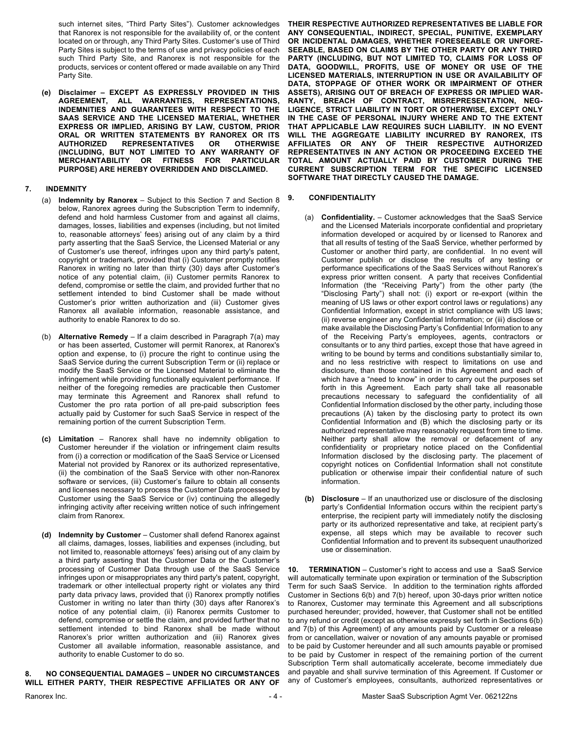such internet sites, "Third Party Sites"). Customer acknowledges that Ranorex is not responsible for the availability of, or the content located on or through, any Third Party Sites. Customer's use of Third Party Sites is subject to the terms of use and privacy policies of each such Third Party Site, and Ranorex is not responsible for the products, services or content offered or made available on any Third Party Site.

**(e) Disclaimer – EXCEPT AS EXPRESSLY PROVIDED IN THIS AGREEMENT, ALL WARRANTIES, REPRESENTATIONS, INDEMNITIES AND GUARANTEES WITH RESPECT TO THE SAAS SERVICE AND THE LICENSED MATERIAL, WHETHER EXPRESS OR IMPLIED, ARISING BY LAW, CUSTOM, PRIOR ORAL OR WRITTEN STATEMENTS BY RANOREX OR ITS AUTHORIZED REPRESENTATIVES OR OTHERWISE (INCLUDING, BUT NOT LIMITED TO ANY WARRANTY OF MERCHANTABILITY OR FITNESS FOR PARTICULAR PURPOSE) ARE HEREBY OVERRIDDEN AND DISCLAIMED.**

**7. INDEMNITY**

(a) **Indemnity by Ranorex** – Subject to this Section 7 and Section 8 below, Ranorex agrees during the Subscription Term to indemnify, defend and hold harmless Customer from and against all claims, damages, losses, liabilities and expenses (including, but not limited to, reasonable attorneys' fees) arising out of any claim by a third party asserting that the SaaS Service, the Licensed Material or any of Customer's use thereof, infringes upon any third party's patent, copyright or trademark, provided that (i) Customer promptly notifies Ranorex in writing no later than thirty (30) days after Customer's notice of any potential claim, (ii) Customer permits Ranorex to defend, compromise or settle the claim, and provided further that no settlement intended to bind Customer shall be made without Customer's prior written authorization and (iii) Customer gives Ranorex all available information, reasonable assistance, and authority to enable Ranorex to do so.

(b) **Alternative Remedy** – If a claim described in Paragraph 7(a) may or has been asserted, Customer will permit Ranorex, at Ranorex's option and expense, to (i) procure the right to continue using the SaaS Service during the current Subscription Term or (ii) replace or modify the SaaS Service or the Licensed Material to eliminate the infringement while providing functionally equivalent performance. If neither of the foregoing remedies are practicable then Customer may terminate this Agreement and Ranorex shall refund to Customer the pro rata portion of all pre-paid subscription fees actually paid by Customer for such SaaS Service in respect of the remaining portion of the current Subscription Term.

**(c) Limitation** – Ranorex shall have no indemnity obligation to Customer hereunder if the violation or infringement claim results from (i) a correction or modification of the SaaS Service or Licensed Material not provided by Ranorex or its authorized representative, (ii) the combination of the SaaS Service with other non-Ranorex software or services, (iii) Customer's failure to obtain all consents and licenses necessary to process the Customer Data processed by Customer using the SaaS Service or (iv) continuing the allegedly infringing activity after receiving written notice of such infringement claim from Ranorex.

**(d) Indemnity by Customer** – Customer shall defend Ranorex against all claims, damages, losses, liabilities and expenses (including, but not limited to, reasonable attorneys' fees) arising out of any claim by a third party asserting that the Customer Data or the Customer's processing of Customer Data through use of the SaaS Service infringes upon or misappropriates any third party's patent, copyright, trademark or other intellectual property right or violates any third party data privacy laws, provided that (i) Ranorex promptly notifies Customer in writing no later than thirty (30) days after Ranorex's notice of any potential claim, (ii) Ranorex permits Customer to defend, compromise or settle the claim, and provided further that no settlement intended to bind Ranorex shall be made without Ranorex's prior written authorization and (iii) Ranorex gives Customer all available information, reasonable assistance, and authority to enable Customer to do so.

**8. NO CONSEQUENTIAL DAMAGES – UNDER NO CIRCUMSTANCES WILL EITHER PARTY, THEIR RESPECTIVE AFFILIATES OR ANY OF THEIR RESPECTIVE AUTHORIZED REPRESENTATIVES BE LIABLE FOR ANY CONSEQUENTIAL, INDIRECT, SPECIAL, PUNITIVE, EXEMPLARY OR INCIDENTAL DAMAGES, WHETHER FORESEEABLE OR UNFORESEEABLE, BASED ON CLAIMS BY THE OTHER PARTY OR ANY THIRD PARTY (INCLUDING, BUT NOT LIMITED TO, CLAIMS FOR LOSS OF DATA, GOODWILL, PROFITS, USE OF MONEY OR USE OF THE LICENSED MATERIALS, INTERRUPTION IN USE OR AVAILABILITY OF DATA, STOPPAGE OF OTHER WORK OR IMPAIRMENT OF OTHER ASSETS), ARISING OUT OF BREACH OF EXPRESS OR IMPLIED WARRANTY, BREACH OF CONTRACT, MISREPRESENTATION, NEGLIGENCE, STRICT LIABILITY IN TORT OR OTHERWISE, EXCEPT ONLY IN THE CASE OF PERSONAL INJURY WHERE AND TO THE EXTENT THAT APPLICABLE LAW REQUIRES SUCH LIABILITY. IN NO EVENT WILL THE AGGREGATE LIABILITY INCURRED BY RANOREX, ITS AFFILIATES OR ANY OF THEIR RESPECTIVE AUTHORIZED REPRESENTATIVES IN ANY ACTION OR PROCEEDING EXCEED THE TOTAL AMOUNT ACTUALLY PAID BY CUSTOMER DURING THE CURRENT SUBSCRIPTION TERM FOR THE SPECIFIC LICENSED SOFTWARE THAT DIRECTLY CAUSED THE DAMAGE.**

**9. CONFIDENTIALITY**

(a) **Confidentiality.** – Customer acknowledges that the SaaS Service and the Licensed Materials incorporate confidential and proprietary information developed or acquired by or licensed to Ranorex and that all results of testing of the SaaS Service, whether performed by Customer or another third party, are confidential. In no event will Customer publish or disclose the results of any testing or performance specifications of the SaaS Services without Ranorex's express prior written consent. A party that receives Confidential Information (the "Receiving Party") from the other party (the "Disclosing Party") shall not: (i) export or re-export (within the meaning of US laws or other export control laws or regulations) any Confidential Information, except in strict compliance with US laws; (ii) reverse engineer any Confidential Information; or (iii) disclose or make available the Disclosing Party's Confidential Information to any of the Receiving Party's employees, agents, contractors or consultants or to any third parties, except those that have agreed in writing to be bound by terms and conditions substantially similar to, and no less restrictive with respect to limitations on use and disclosure, than those contained in this Agreement and each of which have a "need to know" in order to carry out the purposes set forth in this Agreement. Each party shall take all reasonable precautions necessary to safeguard the confidentiality of all Confidential Information disclosed by the other party, including those precautions (A) taken by the disclosing party to protect its own Confidential Information and (B) which the disclosing party or its authorized representative may reasonably request from time to time. Neither party shall allow the removal or defacement of any confidentiality or proprietary notice placed on the Confidential Information disclosed by the disclosing party. The placement of copyright notices on Confidential Information shall not constitute publication or otherwise impair their confidential nature of such information.

**(b) Disclosure** – If an unauthorized use or disclosure of the disclosing party's Confidential Information occurs within the recipient party's enterprise, the recipient party will immediately notify the disclosing party or its authorized representative and take, at recipient party's expense, all steps which may be available to recover such Confidential Information and to prevent its subsequent unauthorized use or dissemination.

**10. TERMINATION** – Customer's right to access and use a SaaS Service will automatically terminate upon expiration or termination of the Subscription Term for such SaaS Service. In addition to the termination rights afforded Customer in Sections 6(b) and 7(b) hereof, upon 30-days prior written notice to Ranorex, Customer may terminate this Agreement and all subscriptions purchased hereunder; provided, however, that Customer shall not be entitled to any refund or credit (except as otherwise expressly set forth in Sections 6(b) and 7(b) of this Agreement) of any amounts paid by Customer or a release from or cancellation, waiver or novation of any amounts payable or promised to be paid by Customer hereunder and all such amounts payable or promised to be paid by Customer in respect of the remaining portion of the current Subscription Term shall automatically accelerate, become immediately due and payable and shall survive termination of this Agreement. If Customer or any of Customer's employees, consultants, authorized representatives or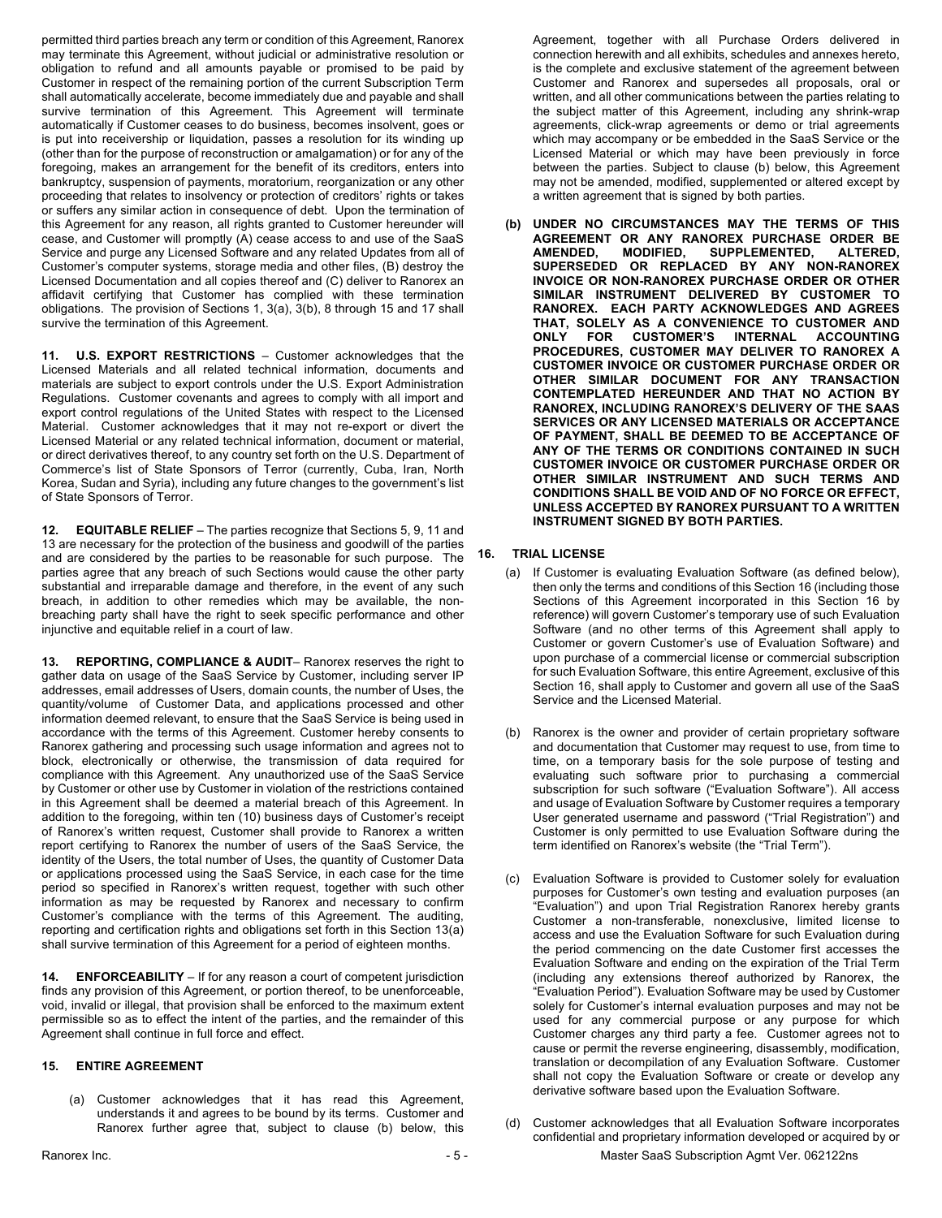permitted third parties breach any term or condition of this Agreement, Ranorex may terminate this Agreement, without judicial or administrative resolution or obligation to refund and all amounts payable or promised to be paid by Customer in respect of the remaining portion of the current Subscription Term shall automatically accelerate, become immediately due and payable and shall survive termination of this Agreement. This Agreement will terminate automatically if Customer ceases to do business, becomes insolvent, goes or is put into receivership or liquidation, passes a resolution for its winding up (other than for the purpose of reconstruction or amalgamation) or for any of the foregoing, makes an arrangement for the benefit of its creditors, enters into bankruptcy, suspension of payments, moratorium, reorganization or any other proceeding that relates to insolvency or protection of creditors' rights or takes or suffers any similar action in consequence of debt. Upon the termination of this Agreement for any reason, all rights granted to Customer hereunder will cease, and Customer will promptly (A) cease access to and use of the SaaS Service and purge any Licensed Software and any related Updates from all of Customer's computer systems, storage media and other files, (B) destroy the Licensed Documentation and all copies thereof and (C) deliver to Ranorex an affidavit certifying that Customer has complied with these termination obligations. The provision of Sections 1, 3(a), 3(b), 8 through 15 and 17 shall survive the termination of this Agreement.

**11. U.S. EXPORT RESTRICTIONS** – Customer acknowledges that the Licensed Materials and all related technical information, documents and materials are subject to export controls under the U.S. Export Administration Regulations. Customer covenants and agrees to comply with all import and export control regulations of the United States with respect to the Licensed Material. Customer acknowledges that it may not re-export or divert the Licensed Material or any related technical information, document or material, or direct derivatives thereof, to any country set forth on the U.S. Department of Commerce's list of State Sponsors of Terror (currently, Cuba, Iran, North Korea, Sudan and Syria), including any future changes to the government's list of State Sponsors of Terror.

**12. EQUITABLE RELIEF** – The parties recognize that Sections 5, 9, 11 and 13 are necessary for the protection of the business and goodwill of the parties and are considered by the parties to be reasonable for such purpose. The parties agree that any breach of such Sections would cause the other party substantial and irreparable damage and therefore, in the event of any such breach, in addition to other remedies which may be available, the non-breaching party shall have the right to seek specific performance and other injunctive and equitable relief in a court of law.

**13. REPORTING, COMPLIANCE & AUDIT**– Ranorex reserves the right to gather data on usage of the SaaS Service by Customer, including server IP addresses, email addresses of Users, domain counts, the number of Uses, the quantity/volume of Customer Data, and applications processed and other information deemed relevant, to ensure that the SaaS Service is being used in accordance with the terms of this Agreement. Customer hereby consents to Ranorex gathering and processing such usage information and agrees not to block, electronically or otherwise, the transmission of data required for compliance with this Agreement. Any unauthorized use of the SaaS Service by Customer or other use by Customer in violation of the restrictions contained in this Agreement shall be deemed a material breach of this Agreement. In addition to the foregoing, within ten (10) business days of Customer's receipt of Ranorex's written request, Customer shall provide to Ranorex a written report certifying to Ranorex the number of users of the SaaS Service, the identity of the Users, the total number of Uses, the quantity of Customer Data or applications processed using the SaaS Service, in each case for the time period so specified in Ranorex's written request, together with such other information as may be requested by Ranorex and necessary to confirm Customer's compliance with the terms of this Agreement. The auditing, reporting and certification rights and obligations set forth in this Section 13(a) shall survive termination of this Agreement for a period of eighteen months.

**14. ENFORCEABILITY** – If for any reason a court of competent jurisdiction finds any provision of this Agreement, or portion thereof, to be unenforceable, void, invalid or illegal, that provision shall be enforced to the maximum extent permissible so as to effect the intent of the parties, and the remainder of this Agreement shall continue in full force and effect.

**15. ENTIRE AGREEMENT**

(a) Customer acknowledges that it has read this Agreement, understands it and agrees to be bound by its terms. Customer and Ranorex further agree that, subject to clause (b) below, this Agreement, together with all Purchase Orders delivered in connection herewith and all exhibits, schedules and annexes hereto, is the complete and exclusive statement of the agreement between Customer and Ranorex and supersedes all proposals, oral or written, and all other communications between the parties relating to the subject matter of this Agreement, including any shrink-wrap agreements, click-wrap agreements or demo or trial agreements which may accompany or be embedded in the SaaS Service or the Licensed Material or which may have been previously in force between the parties. Subject to clause (b) below, this Agreement may not be amended, modified, supplemented or altered except by a written agreement that is signed by both parties.

**(b) UNDER NO CIRCUMSTANCES MAY THE TERMS OF THIS AGREEMENT OR ANY RANOREX PURCHASE ORDER BE AMENDED, MODIFIED, SUPPLEMENTED, ALTERED, SUPERSEDED OR REPLACED BY ANY NON-RANOREX INVOICE OR NON-RANOREX PURCHASE ORDER OR OTHER SIMILAR INSTRUMENT DELIVERED BY CUSTOMER TO RANOREX. EACH PARTY ACKNOWLEDGES AND AGREES THAT, SOLELY AS A CONVENIENCE TO CUSTOMER AND ONLY FOR CUSTOMER'S INTERNAL ACCOUNTING PROCEDURES, CUSTOMER MAY DELIVER TO RANOREX A CUSTOMER INVOICE OR CUSTOMER PURCHASE ORDER OR OTHER SIMILAR DOCUMENT FOR ANY TRANSACTION CONTEMPLATED HEREUNDER AND THAT NO ACTION BY RANOREX, INCLUDING RANOREX'S DELIVERY OF THE SAAS SERVICES OR ANY LICENSED MATERIALS OR ACCEPTANCE OF PAYMENT, SHALL BE DEEMED TO BE ACCEPTANCE OF ANY OF THE TERMS OR CONDITIONS CONTAINED IN SUCH CUSTOMER INVOICE OR CUSTOMER PURCHASE ORDER OR OTHER SIMILAR INSTRUMENT AND SUCH TERMS AND CONDITIONS SHALL BE VOID AND OF NO FORCE OR EFFECT, UNLESS ACCEPTED BY RANOREX PURSUANT TO A WRITTEN INSTRUMENT SIGNED BY BOTH PARTIES.**

**16. TRIAL LICENSE**

(a) If Customer is evaluating Evaluation Software (as defined below), then only the terms and conditions of this Section 16 (including those Sections of this Agreement incorporated in this Section 16 by reference) will govern Customer's temporary use of such Evaluation Software (and no other terms of this Agreement shall apply to Customer or govern Customer's use of Evaluation Software) and upon purchase of a commercial license or commercial subscription for such Evaluation Software, this entire Agreement, exclusive of this Section 16, shall apply to Customer and govern all use of the SaaS Service and the Licensed Material.

(b) Ranorex is the owner and provider of certain proprietary software and documentation that Customer may request to use, from time to time, on a temporary basis for the sole purpose of testing and evaluating such software prior to purchasing a commercial subscription for such software ("Evaluation Software"). All access and usage of Evaluation Software by Customer requires a temporary User generated username and password ("Trial Registration") and Customer is only permitted to use Evaluation Software during the term identified on Ranorex's website (the "Trial Term").

(c) Evaluation Software is provided to Customer solely for evaluation purposes for Customer's own testing and evaluation purposes (an "Evaluation") and upon Trial Registration Ranorex hereby grants Customer a non-transferable, nonexclusive, limited license to access and use the Evaluation Software for such Evaluation during the period commencing on the date Customer first accesses the Evaluation Software and ending on the expiration of the Trial Term (including any extensions thereof authorized by Ranorex, the "Evaluation Period"). Evaluation Software may be used by Customer solely for Customer's internal evaluation purposes and may not be used for any commercial purpose or any purpose for which Customer charges any third party a fee. Customer agrees not to cause or permit the reverse engineering, disassembly, modification, translation or decompilation of any Evaluation Software. Customer shall not copy the Evaluation Software or create or develop any derivative software based upon the Evaluation Software.

(d) Customer acknowledges that all Evaluation Software incorporates confidential and proprietary information developed or acquired by or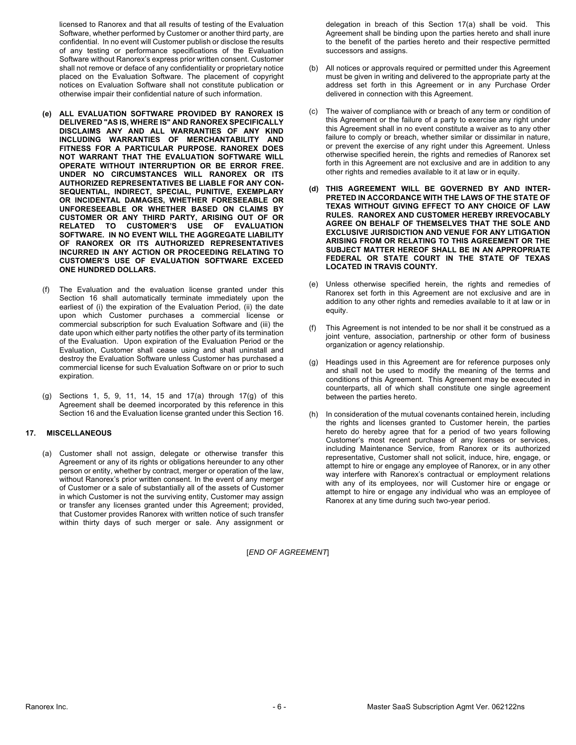licensed to Ranorex and that all results of testing of the Evaluation Software, whether performed by Customer or another third party, are confidential. In no event will Customer publish or disclose the results of any testing or performance specifications of the Evaluation Software without Ranorex's express prior written consent. Customer shall not remove or deface of any confidentiality or proprietary notice placed on the Evaluation Software. The placement of copyright notices on Evaluation Software shall not constitute publication or otherwise impair their confidential nature of such information.

**(e) ALL EVALUATION SOFTWARE PROVIDED BY RANOREX IS DELIVERED "AS IS, WHERE IS" AND RANOREX SPECIFICALLY DISCLAIMS ANY AND ALL WARRANTIES OF ANY KIND INCLUDING WARRANTIES OF MERCHANTABILITY AND FITNESS FOR A PARTICULAR PURPOSE. RANOREX DOES NOT WARRANT THAT THE EVALUATION SOFTWARE WILL OPERATE WITHOUT INTERRUPTION OR BE ERROR FREE. UNDER NO CIRCUMSTANCES WILL RANOREX OR ITS AUTHORIZED REPRESENTATIVES BE LIABLE FOR ANY CON-SEQUENTIAL, INDIRECT, SPECIAL, PUNITIVE, EXEMPLARY OR INCIDENTAL DAMAGES, WHETHER FORESEEABLE OR UNFORESEEABLE OR WHETHER BASED ON CLAIMS BY CUSTOMER OR ANY THIRD PARTY, ARISING OUT OF OR RELATED TO CUSTOMER'S USE OF EVALUATION SOFTWARE. IN NO EVENT WILL THE AGGREGATE LIABILITY OF RANOREX OR ITS AUTHORIZED REPRESENTATIVES INCURRED IN ANY ACTION OR PROCEEDING RELATING TO CUSTOMER'S USE OF EVALUATION SOFTWARE EXCEED ONE HUNDRED DOLLARS.**

(f) The Evaluation and the evaluation license granted under this Section 16 shall automatically terminate immediately upon the earliest of (i) the expiration of the Evaluation Period, (ii) the date upon which Customer purchases a commercial license or commercial subscription for such Evaluation Software and (iii) the date upon which either party notifies the other party of its termination of the Evaluation. Upon expiration of the Evaluation Period or the Evaluation, Customer shall cease using and shall uninstall and destroy the Evaluation Software unless Customer has purchased a commercial license for such Evaluation Software on or prior to such expiration.

(g) Sections 1, 5, 9, 11, 14, 15 and 17(a) through 17(g) of this Agreement shall be deemed incorporated by this reference in this Section 16 and the Evaluation license granted under this Section 16.

## 17. MISCELLANEOUS

(a) Customer shall not assign, delegate or otherwise transfer this Agreement or any of its rights or obligations hereunder to any other person or entity, whether by contract, merger or operation of the law, without Ranorex's prior written consent. In the event of any merger of Customer or a sale of substantially all of the assets of Customer in which Customer is not the surviving entity, Customer may assign or transfer any licenses granted under this Agreement; provided, that Customer provides Ranorex with written notice of such transfer within thirty days of such merger or sale. Any assignment or delegation in breach of this Section 17(a) shall be void. This Agreement shall be binding upon the parties hereto and shall inure to the benefit of the parties hereto and their respective permitted successors and assigns.

(b) All notices or approvals required or permitted under this Agreement must be given in writing and delivered to the appropriate party at the address set forth in this Agreement or in any Purchase Order delivered in connection with this Agreement.

(c) The waiver of compliance with or breach of any term or condition of this Agreement or the failure of a party to exercise any right under this Agreement shall in no event constitute a waiver as to any other failure to comply or breach, whether similar or dissimilar in nature, or prevent the exercise of any right under this Agreement. Unless otherwise specified herein, the rights and remedies of Ranorex set forth in this Agreement are not exclusive and are in addition to any other rights and remedies available to it at law or in equity.

**(d) THIS AGREEMENT WILL BE GOVERNED BY AND INTER-PRETED IN ACCORDANCE WITH THE LAWS OF THE STATE OF TEXAS WITHOUT GIVING EFFECT TO ANY CHOICE OF LAW RULES. RANOREX AND CUSTOMER HEREBY IRREVOCABLY AGREE ON BEHALF OF THEMSELVES THAT THE SOLE AND EXCLUSIVE JURISDICTION AND VENUE FOR ANY LITIGATION ARISING FROM OR RELATING TO THIS AGREEMENT OR THE SUBJECT MATTER HEREOF SHALL BE IN AN APPROPRIATE FEDERAL OR STATE COURT IN THE STATE OF TEXAS LOCATED IN TRAVIS COUNTY.**

(e) Unless otherwise specified herein, the rights and remedies of Ranorex set forth in this Agreement are not exclusive and are in addition to any other rights and remedies available to it at law or in equity.

(f) This Agreement is not intended to be nor shall it be construed as a joint venture, association, partnership or other form of business organization or agency relationship.

(g) Headings used in this Agreement are for reference purposes only and shall not be used to modify the meaning of the terms and conditions of this Agreement. This Agreement may be executed in counterparts, all of which shall constitute one single agreement between the parties hereto.

(h) In consideration of the mutual covenants contained herein, including the rights and licenses granted to Customer herein, the parties hereto do hereby agree that for a period of two years following Customer's most recent purchase of any licenses or services, including Maintenance Service, from Ranorex or its authorized representative, Customer shall not solicit, induce, hire, engage, or attempt to hire or engage any employee of Ranorex, or in any other way interfere with Ranorex's contractual or employment relations with any of its employees, nor will Customer hire or engage or attempt to hire or engage any individual who was an employee of Ranorex at any time during such two-year period.

[*END OF AGREEMENT*]